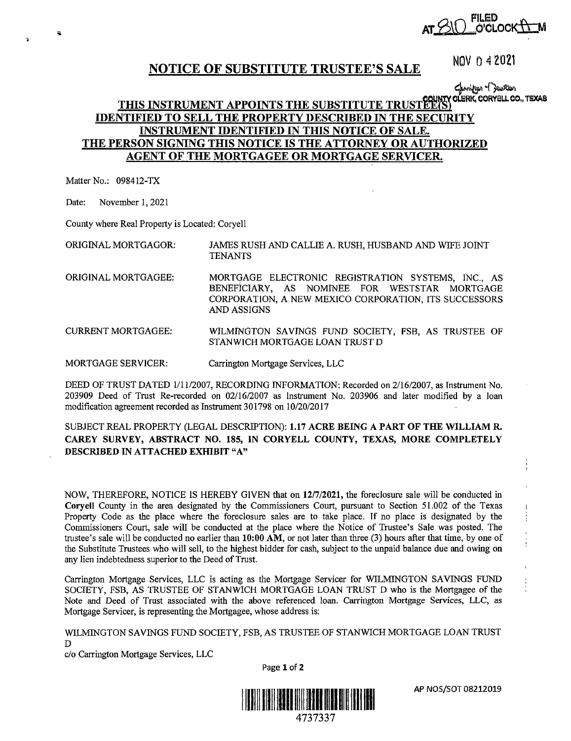FILED
AT 8:10 O'CLOCK A M

NOV 04 2021

Jennifer Hutson
COUNTY CLERK, CORYELL CO., TEXAS

# NOTICE OF SUBSTITUTE TRUSTEE'S SALE

## THIS INSTRUMENT APPOINTS THE SUBSTITUTE TRUSTEE(S) IDENTIFIED TO SELL THE PROPERTY DESCRIBED IN THE SECURITY INSTRUMENT IDENTIFIED IN THIS NOTICE OF SALE. THE PERSON SIGNING THIS NOTICE IS THE ATTORNEY OR AUTHORIZED AGENT OF THE MORTGAGEE OR MORTGAGE SERVICER.

Matter No.: 098412-TX

Date: November 1, 2021

County where Real Property is Located: Coryell

ORIGINAL MORTGAGOR: JAMES RUSH AND CALLIE A. RUSH, HUSBAND AND WIFE JOINT TENANTS

ORIGINAL MORTGAGEE: MORTGAGE ELECTRONIC REGISTRATION SYSTEMS, INC., AS BENEFICIARY, AS NOMINEE FOR WESTSTAR MORTGAGE CORPORATION, A NEW MEXICO CORPORATION, ITS SUCCESSORS AND ASSIGNS

CURRENT MORTGAGEE: WILMINGTON SAVINGS FUND SOCIETY, FSB, AS TRUSTEE OF STANWICH MORTGAGE LOAN TRUST D

MORTGAGE SERVICER: Carrington Mortgage Services, LLC

DEED OF TRUST DATED 1/11/2007, RECORDING INFORMATION: Recorded on 2/16/2007, as Instrument No. 203909 Deed of Trust Re-recorded on 02/16/2007 as Instrument No. 203906 and later modified by a loan modification agreement recorded as Instrument 301798 on 10/20/2017

SUBJECT REAL PROPERTY (LEGAL DESCRIPTION): **1.17 ACRE BEING A PART OF THE WILLIAM R. CAREY SURVEY, ABSTRACT NO. 185, IN CORYELL COUNTY, TEXAS, MORE COMPLETELY DESCRIBED IN ATTACHED EXHIBIT "A"**

NOW, THEREFORE, NOTICE IS HEREBY GIVEN that on **12/7/2021**, the foreclosure sale will be conducted in **Coryell** County in the area designated by the Commissioners Court, pursuant to Section 51.002 of the Texas Property Code as the place where the foreclosure sales are to take place. If no place is designated by the Commissioners Court, sale will be conducted at the place where the Notice of Trustee's Sale was posted. The trustee's sale will be conducted no earlier than **10:00 AM**, or not later than three (3) hours after that time, by one of the Substitute Trustees who will sell, to the highest bidder for cash, subject to the unpaid balance due and owing on any lien indebtedness superior to the Deed of Trust.

Carrington Mortgage Services, LLC is acting as the Mortgage Servicer for WILMINGTON SAVINGS FUND SOCIETY, FSB, AS TRUSTEE OF STANWICH MORTGAGE LOAN TRUST D who is the Mortgagee of the Note and Deed of Trust associated with the above referenced loan. Carrington Mortgage Services, LLC, as Mortgage Servicer, is representing the Mortgagee, whose address is:

WILMINGTON SAVINGS FUND SOCIETY, FSB, AS TRUSTEE OF STANWICH MORTGAGE LOAN TRUST D
c/o Carrington Mortgage Services, LLC

4737337

AP NOS/SOT 08212019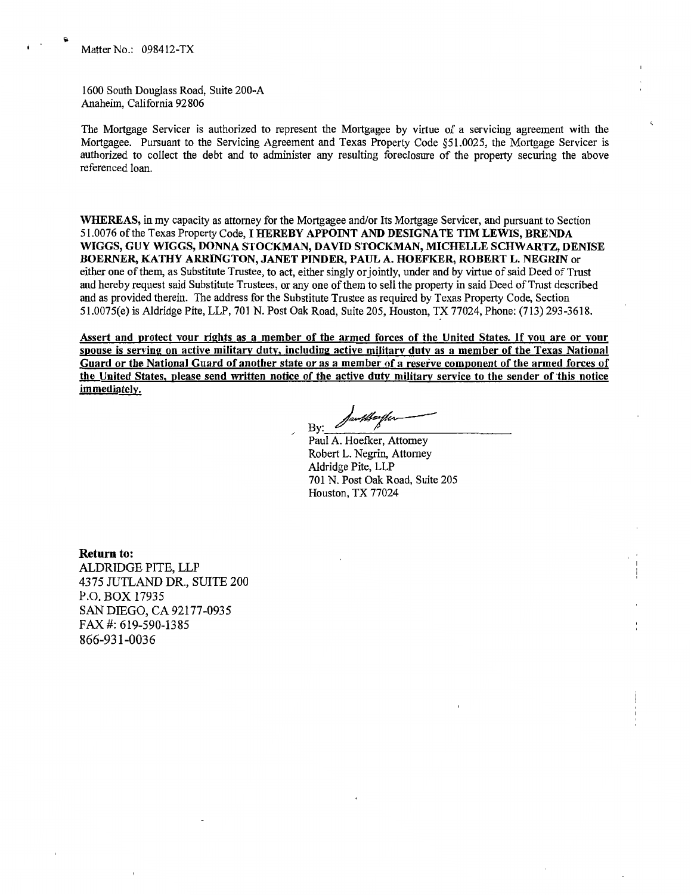Matter No.: 098412-TX

1600 South Douglass Road, Suite 200-A
Anaheim, California 92806

The Mortgage Servicer is authorized to represent the Mortgagee by virtue of a servicing agreement with the Mortgagee. Pursuant to the Servicing Agreement and Texas Property Code §51.0025, the Mortgage Servicer is authorized to collect the debt and to administer any resulting foreclosure of the property securing the above referenced loan.

**WHEREAS,** in my capacity as attorney for the Mortgagee and/or Its Mortgage Servicer, and pursuant to Section 51.0076 of the Texas Property Code, **I HEREBY APPOINT AND DESIGNATE TIM LEWIS, BRENDA WIGGS, GUY WIGGS, DONNA STOCKMAN, DAVID STOCKMAN, MICHELLE SCHWARTZ, DENISE BOERNER, KATHY ARRINGTON, JANET PINDER, PAUL A. HOEFKER, ROBERT L. NEGRIN** or either one of them, as Substitute Trustee, to act, either singly or jointly, under and by virtue of said Deed of Trust and hereby request said Substitute Trustees, or any one of them to sell the property in said Deed of Trust described and as provided therein. The address for the Substitute Trustee as required by Texas Property Code, Section 51.0075(e) is Aldridge Pite, LLP, 701 N. Post Oak Road, Suite 205, Houston, TX 77024, Phone: (713) 293-3618.

**Assert and protect your rights as a member of the armed forces of the United States. If you are or your spouse is serving on active military duty, including active military duty as a member of the Texas National Guard or the National Guard of another state or as a member of a reserve component of the armed forces of the United States, please send written notice of the active duty military service to the sender of this notice immediately.**

By: ______________________

Paul A. Hoefker, Attorney
Robert L. Negrin, Attorney
Aldridge Pite, LLP
701 N. Post Oak Road, Suite 205
Houston, TX 77024

**Return to:**
ALDRIDGE PITE, LLP
4375 JUTLAND DR., SUITE 200
P.O. BOX 17935
SAN DIEGO, CA 92177-0935
FAX #: 619-590-1385
866-931-0036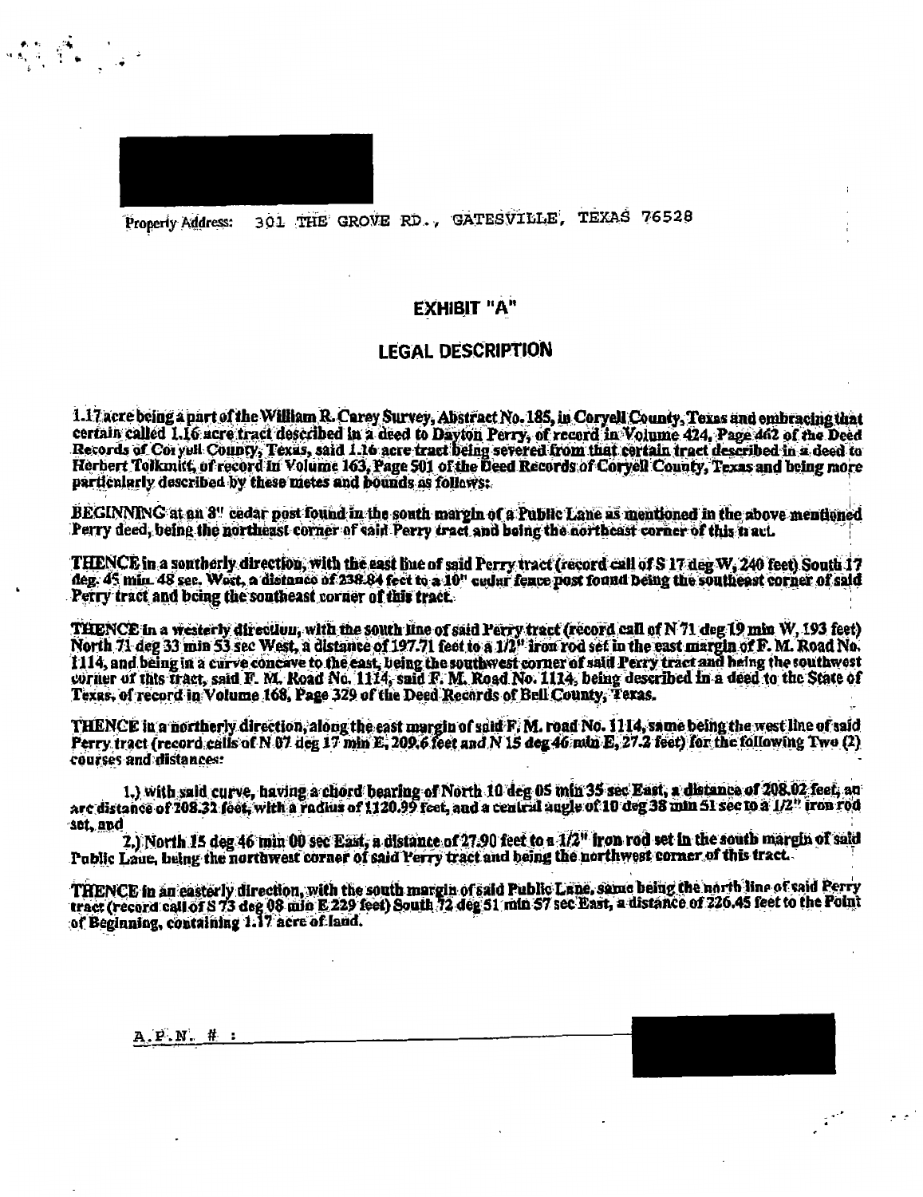Property Address: 301 THE GROVE RD., GATESVILLE, TEXAS 76528

## EXHIBIT "A"

## LEGAL DESCRIPTION

1.17 acre being a part of the William R. Carey Survey, Abstract No. 185, in Coryell County, Texas and embracing that certain called 1.16 acre tract described in a deed to Dayton Perry, of record in Volume 424, Page 462 of the Deed Records of Coryell County, Texas, said 1.16 acre tract being severed from that certain tract described in a deed to Herbert Tolkmitt, of record in Volume 163, Page 501 of the Deed Records of Coryell County, Texas and being more particularly described by these metes and bounds as follows:

BEGINNING at an 8" cedar post found in the south margin of a Public Lane as mentioned in the above mentioned Perry deed, being the northeast corner of said Perry tract and being the northeast corner of this tract.

THENCE in a southerly direction, with the east line of said Perry tract (record call of S 17 deg W, 240 feet) South 17 deg. 45 min. 48 sec. West, a distance of 238.84 feet to a 10" cedar fence post found being the southeast corner of said Perry tract and being the southeast corner of this tract.

THENCE in a westerly direction, with the south line of said Perry tract (record call of N 71 deg 19 min W, 193 feet) North 71 deg 33 min 53 sec West, a distance of 197.71 feet to a 1/2" iron rod set in the east margin of F. M. Road No. 1114, and being in a curve concave to the east, being the southwest corner of said Perry tract and being the southwest corner of this tract, said F. M. Road No. 1114, said F. M. Road No. 1114, being described in a deed to the State of Texas, of record in Volume 168, Page 329 of the Deed Records of Bell County, Texas.

THENCE in a northerly direction, along the east margin of said F. M. road No. 1114, same being the west line of said Perry tract (record calls of N 07 deg 17 min E, 209.6 feet and N 15 deg 46 min E, 27.2 feet) for the following Two (2) courses and distances:

1.) with said curve, having a chord bearing of North 10 deg 05 min 35 sec East, a distance of 208.02 feet, an arc distance of 208.32 feet, with a radius of 1120.99 feet, and a central angle of 10 deg 38 min 51 sec to a 1/2" iron rod set, and

2.) North 15 deg 46 min 00 sec East, a distance of 27.90 feet to a 1/2" iron rod set in the south margin of said Public Lane, being the northwest corner of said Perry tract and being the northwest corner of this tract.

THENCE in an easterly direction, with the south margin of said Public Lane, same being the north line of said Perry tract (record call of S 73 deg 08 min E 229 feet) South 72 deg 51 min 57 sec East, a distance of 226.45 feet to the Point of Beginning, containing 1.17 acre of land.

A.P.N. # :